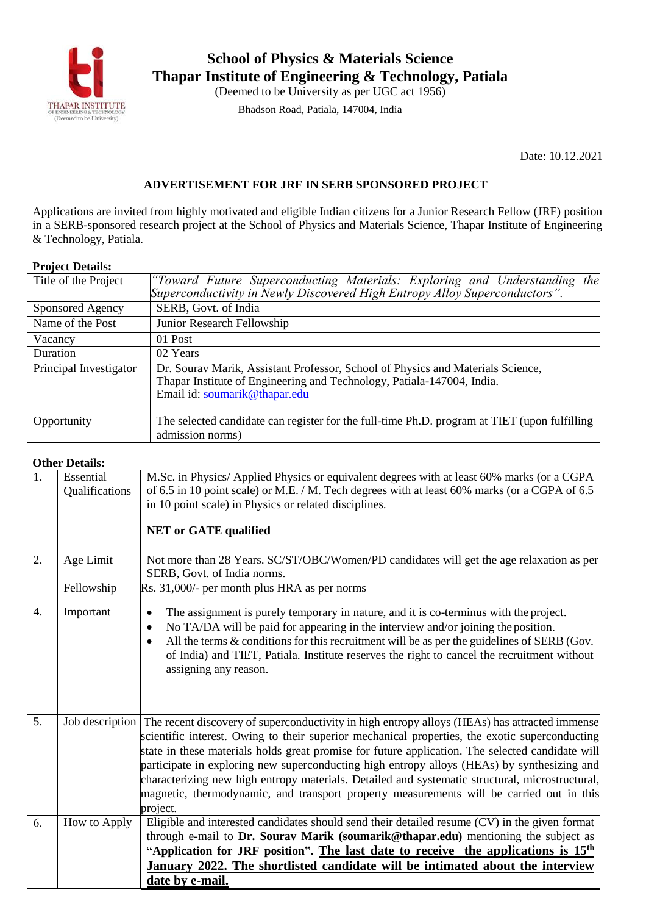# School of Physics & Materials Science
# Thapar Institute of Engineering & Technology, Patiala

(Deemed to be University as per UGC act 1956)

Bhadson Road, Patiala, 147004, India

Date: 10.12.2021

## ADVERTISEMENT FOR JRF IN SERB SPONSORED PROJECT

Applications are invited from highly motivated and eligible Indian citizens for a Junior Research Fellow (JRF) position in a SERB-sponsored research project at the School of Physics and Materials Science, Thapar Institute of Engineering & Technology, Patiala.

**Project Details:**

| | |
|---|---|
| Title of the Project | *"Toward Future Superconducting Materials: Exploring and Understanding the Superconductivity in Newly Discovered High Entropy Alloy Superconductors".* |
| Sponsored Agency | SERB, Govt. of India |
| Name of the Post | Junior Research Fellowship |
| Vacancy | 01 Post |
| Duration | 02 Years |
| Principal Investigator | Dr. Sourav Marik, Assistant Professor, School of Physics and Materials Science, Thapar Institute of Engineering and Technology, Patiala-147004, India. Email id: soumarik@thapar.edu |
| Opportunity | The selected candidate can register for the full-time Ph.D. program at TIET (upon fulfilling admission norms) |

**Other Details:**

| | | |
|---|---|---|
| 1. | Essential Qualifications | M.Sc. in Physics/ Applied Physics or equivalent degrees with at least 60% marks (or a CGPA of 6.5 in 10 point scale) or M.E. / M. Tech degrees with at least 60% marks (or a CGPA of 6.5 in 10 point scale) in Physics or related disciplines.<br><br>**NET or GATE qualified** |
| 2. | Age Limit | Not more than 28 Years. SC/ST/OBC/Women/PD candidates will get the age relaxation as per SERB, Govt. of India norms. |
| | Fellowship | Rs. 31,000/- per month plus HRA as per norms |
| 4. | Important | • The assignment is purely temporary in nature, and it is co-terminus with the project.<br>• No TA/DA will be paid for appearing in the interview and/or joining the position.<br>• All the terms & conditions for this recruitment will be as per the guidelines of SERB (Gov. of India) and TIET, Patiala. Institute reserves the right to cancel the recruitment without assigning any reason. |
| 5. | Job description | The recent discovery of superconductivity in high entropy alloys (HEAs) has attracted immense scientific interest. Owing to their superior mechanical properties, the exotic superconducting state in these materials holds great promise for future application. The selected candidate will participate in exploring new superconducting high entropy alloys (HEAs) by synthesizing and characterizing new high entropy materials. Detailed and systematic structural, microstructural, magnetic, thermodynamic, and transport property measurements will be carried out in this project. |
| 6. | How to Apply | Eligible and interested candidates should send their detailed resume (CV) in the given format through e-mail to **Dr. Sourav Marik (soumarik@thapar.edu)** mentioning the subject as **"Application for JRF position". <u>The last date to receive the applications is 15th January 2022. The shortlisted candidate will be intimated about the interview date by e-mail.</u>** |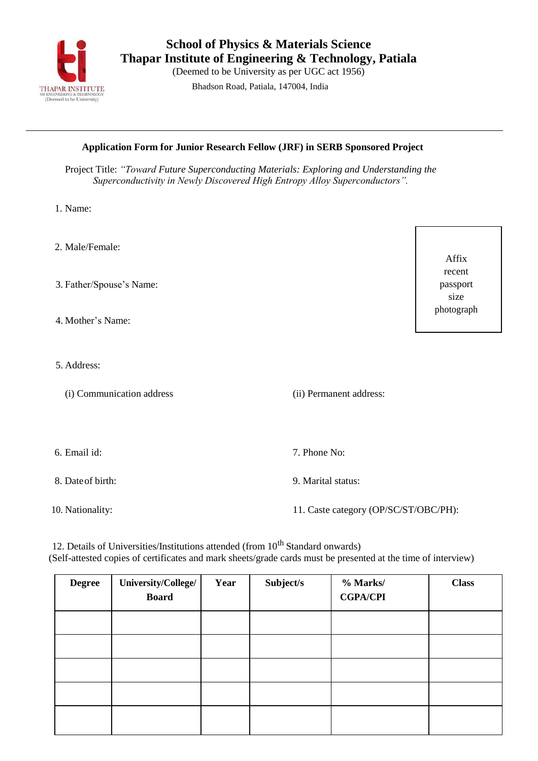# School of Physics & Materials Science
# Thapar Institute of Engineering & Technology, Patiala

(Deemed to be University as per UGC act 1956)

Bhadson Road, Patiala, 147004, India

---

**Application Form for Junior Research Fellow (JRF) in SERB Sponsored Project**

Project Title: *"Toward Future Superconducting Materials: Exploring and Understanding the Superconductivity in Newly Discovered High Entropy Alloy Superconductors".*

1. Name:

2. Male/Female:

3. Father/Spouse's Name:

4. Mother's Name:

Affix recent passport size photograph

5. Address:

(i) Communication address

(ii) Permanent address:

6. Email id:

7. Phone No:

8. Date of birth:

9. Marital status:

10. Nationality:

11. Caste category (OP/SC/ST/OBC/PH):

12. Details of Universities/Institutions attended (from 10th Standard onwards)
(Self-attested copies of certificates and mark sheets/grade cards must be presented at the time of interview)

| Degree | University/College/ Board | Year | Subject/s | % Marks/ CGPA/CPI | Class |
|---|---|---|---|---|---|
| | | | | | |
| | | | | | |
| | | | | | |
| | | | | | |
| | | | | | |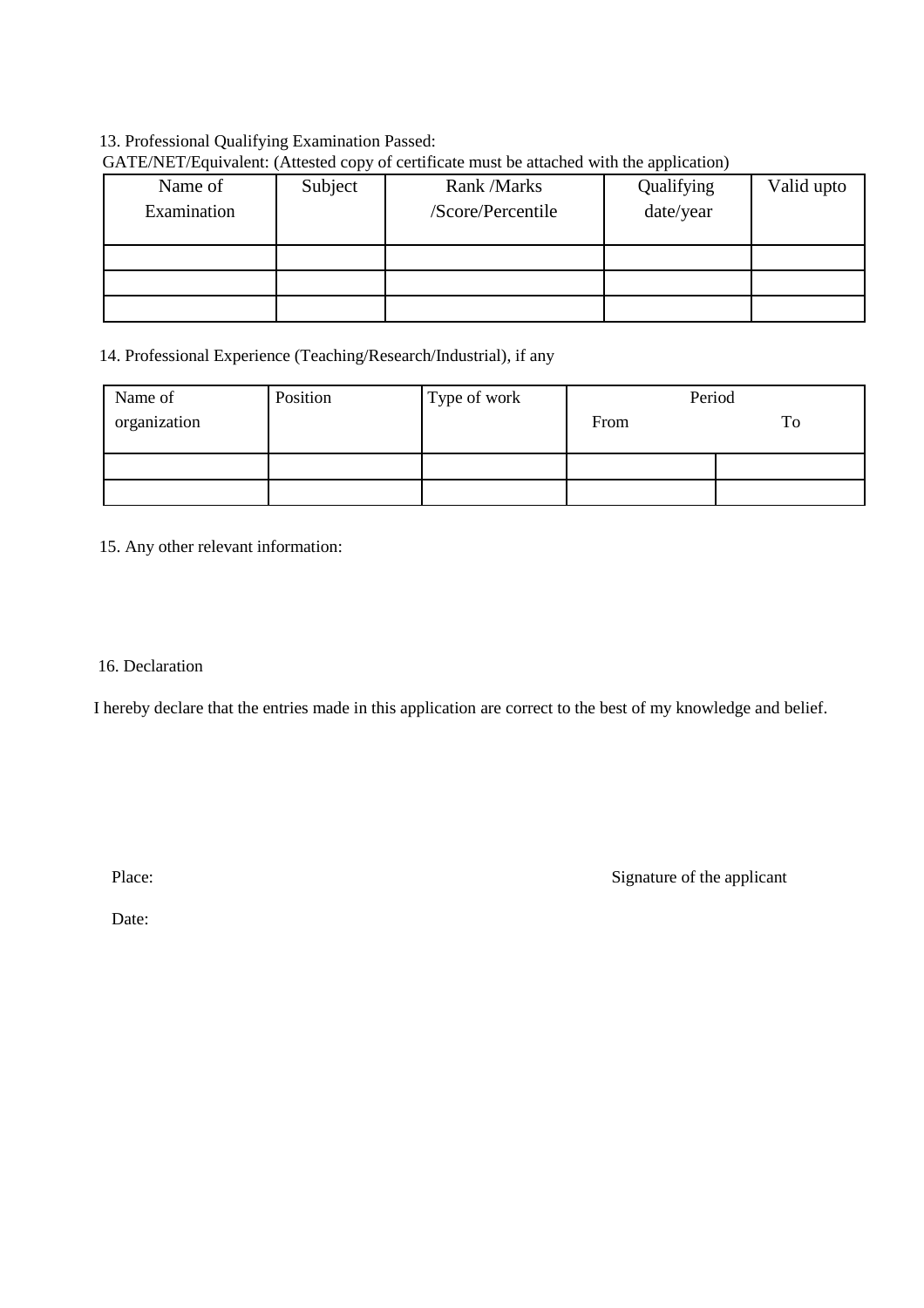13. Professional Qualifying Examination Passed:

GATE/NET/Equivalent: (Attested copy of certificate must be attached with the application)

| Name of Examination | Subject | Rank /Marks /Score/Percentile | Qualifying date/year | Valid upto |
|---|---|---|---|---|
| | | | | |
| | | | | |
| | | | | |

14. Professional Experience (Teaching/Research/Industrial), if any

| Name of organization | Position | Type of work | Period | |
|---|---|---|---|---|
| | | | From | To |
| | | | | |
| | | | | |

15. Any other relevant information:

16. Declaration

I hereby declare that the entries made in this application are correct to the best of my knowledge and belief.

Place: Signature of the applicant

Date: